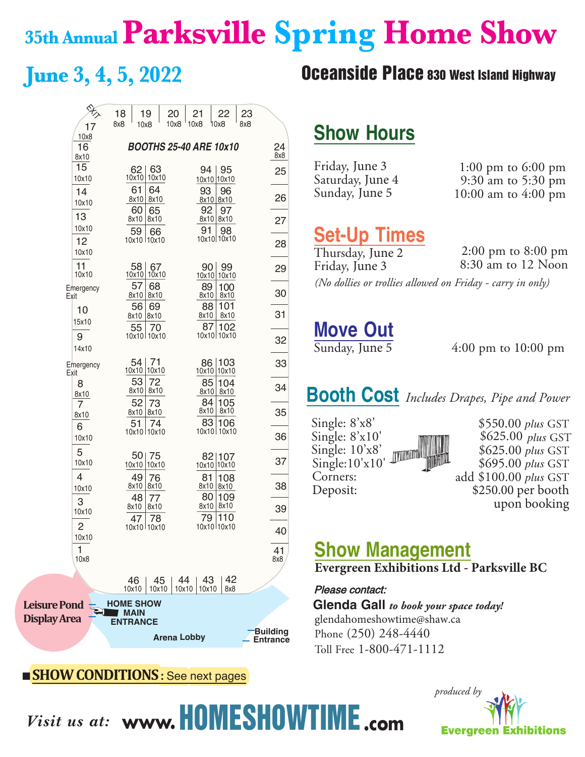# 35th Annual Parksville Spring Home Show

## June 3, 4, 5, 2022

**Oceanside Place** 830 West Island Highway

BOOTHS 25-40 ARE 10x10

| Booth | Size |
|---|---|
| 1 | 10x8 |
| 2 | 10x10 |
| 3 | 10x10 |
| 4 | 10x10 |
| 5 | 10x10 |
| 6 | 10x10 |
| 7 | 8x10 |
| 8 | 8x10 |
| 9 | 14x10 |
| 10 | 15x10 |
| 11 | 10x10 |
| 12 | 10x10 |
| 13 | 10x10 |
| 14 | 10x10 |
| 15 | 10x10 |
| 16 | 8x10 |
| 17 | 10x8 |
| 18 | 8x8 |
| 19 | 10x8 |
| 20 | 10x8 |
| 21 | 10x8 |
| 22 | 10x8 |
| 23 | 8x8 |
| 24 | 8x8 |
| 41 | 8x8 |
| 42 | 8x8 |
| 43 | 10x10 |
| 44 | 10x10 |
| 45 | 10x10 |
| 46 | 10x10 |
| 47 | 10x10 |
| 48 | 8x10 |
| 49 | 8x10 |
| 50 | 10x10 |
| 51 | 10x10 |
| 52 | 8x10 |
| 53 | 8x10 |
| 54 | 10x10 |
| 55 | 10x10 |
| 56 | 8x10 |
| 57 | 8x10 |
| 58 | 10x10 |
| 59 | 10x10 |
| 60 | 8x10 |
| 61 | 8x10 |
| 62 | 10x10 |
| 63 | 10x10 |
| 64 | 8x10 |
| 65 | 8x10 |
| 66 | 10x10 |
| 67 | 10x10 |
| 68 | 8x10 |
| 69 | 8x10 |
| 70 | 10x10 |
| 71 | 10x10 |
| 72 | 8x10 |
| 73 | 8x10 |
| 74 | 10x10 |
| 75 | 10x10 |
| 76 | 8x10 |
| 77 | 8x10 |
| 78 | 10x10 |
| 79 | 10x10 |
| 80 | 8x10 |
| 81 | 8x10 |
| 82 | 10x10 |
| 83 | 10x10 |
| 84 | 8x10 |
| 85 | 8x10 |
| 86 | 10x10 |
| 87 | 10x10 |
| 88 | 8x10 |
| 89 | 8x10 |
| 90 | 10x10 |
| 91 | 10x10 |
| 92 | 8x10 |
| 93 | 8x10 |
| 94 | 10x10 |
| 95 | 10x10 |
| 96 | 8x10 |
| 97 | 8x10 |
| 98 | 10x10 |
| 99 | 10x10 |
| 100 | 8x10 |
| 101 | 8x10 |
| 102 | 10x10 |
| 103 | 10x10 |
| 104 | 8x10 |
| 105 | 8x10 |
| 106 | 10x10 |
| 107 | 10x10 |
| 108 | 8x10 |
| 109 | 8x10 |
| 110 | 10x10 |

Exit · Emergency Exit · Emergency Exit · Leisure Pond Display Area · HOME SHOW MAIN ENTRANCE · Arena Lobby · Building Entrance

## Show Hours

| | |
|---|---|
| Friday, June 3 | 1:00 pm to 6:00 pm |
| Saturday, June 4 | 9:30 am to 5:30 pm |
| Sunday, June 5 | 10:00 am to 4:00 pm |

## Set-Up Times

| | |
|---|---|
| Thursday, June 2 | 2:00 pm to 8:00 pm |
| Friday, June 3 | 8:30 am to 12 Noon |

*(No dollies or trollies allowed on Friday - carry in only)*

## Move Out

| | |
|---|---|
| Sunday, June 5 | 4:00 pm to 10:00 pm |

## Booth Cost *Includes Drapes, Pipe and Power*

| | |
|---|---|
| Single: 8'x8' | $550.00 *plus* GST |
| Single: 8'x10' | $625.00 *plus* GST |
| Single: 10'x8' | $625.00 *plus* GST |
| Single: 10'x10' | $695.00 *plus* GST |
| Corners: | add $100.00 *plus* GST |
| Deposit: | $250.00 per booth upon booking |

## Show Management

**Evergreen Exhibitions Ltd - Parksville BC**

*Please contact:*

**Glenda Gall** *to book your space today!*

glendahomeshowtime@shaw.ca

Phone (250) 248-4440

Toll Free 1-800-471-1112

■ **SHOW CONDITIONS:** See next pages

*Visit us at:* **www.HOMESHOWTIME.com**

*produced by* Evergreen Exhibitions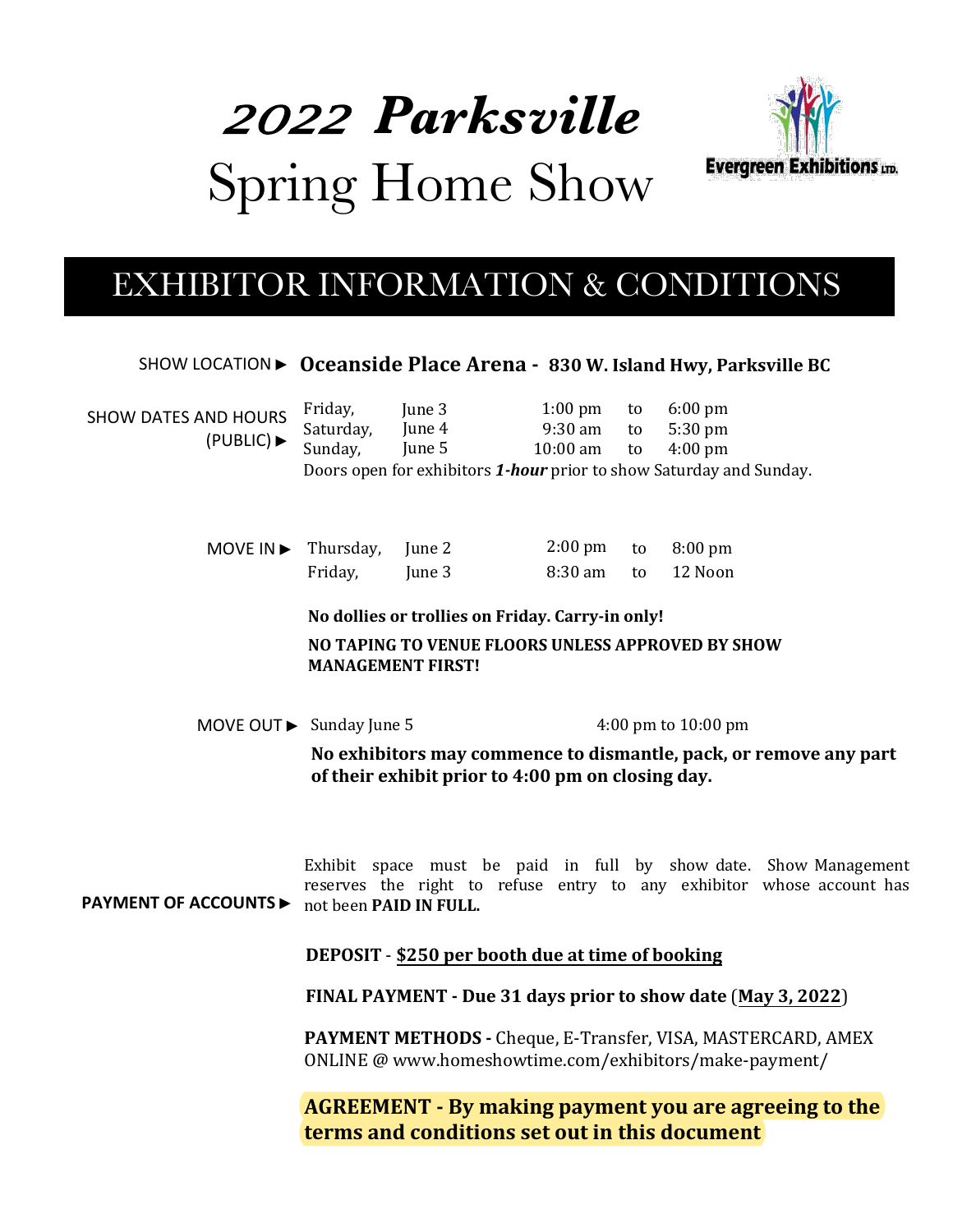# *2022 Parksville* Spring Home Show

Evergreen Exhibitions LTD.

## EXHIBITOR INFORMATION & CONDITIONS

SHOW LOCATION ► **Oceanside Place Arena - 830 W. Island Hwy, Parksville BC**

SHOW DATES AND HOURS (PUBLIC) ►

| | | | | |
|---|---|---|---|---|
| Friday, | June 3 | 1:00 pm | to | 6:00 pm |
| Saturday, | June 4 | 9:30 am | to | 5:30 pm |
| Sunday, | June 5 | 10:00 am | to | 4:00 pm |

Doors open for exhibitors ***1-hour*** prior to show Saturday and Sunday.

MOVE IN ►

| | | | | |
|---|---|---|---|---|
| Thursday, | June 2 | 2:00 pm | to | 8:00 pm |
| Friday, | June 3 | 8:30 am | to | 12 Noon |

**No dollies or trollies on Friday. Carry-in only!**

**NO TAPING TO VENUE FLOORS UNLESS APPROVED BY SHOW MANAGEMENT FIRST!**

MOVE OUT ► Sunday June 5 4:00 pm to 10:00 pm

**No exhibitors may commence to dismantle, pack, or remove any part of their exhibit prior to 4:00 pm on closing day.**

**PAYMENT OF ACCOUNTS** ► Exhibit space must be paid in full by show date. Show Management reserves the right to refuse entry to any exhibitor whose account has not been **PAID IN FULL.**

**DEPOSIT** - **$250 per booth due at time of booking**

**FINAL PAYMENT - Due 31 days prior to show date** (**May 3, 2022**)

**PAYMENT METHODS -** Cheque, E-Transfer, VISA, MASTERCARD, AMEX ONLINE @ www.homeshowtime.com/exhibitors/make-payment/

**AGREEMENT - By making payment you are agreeing to the terms and conditions set out in this document**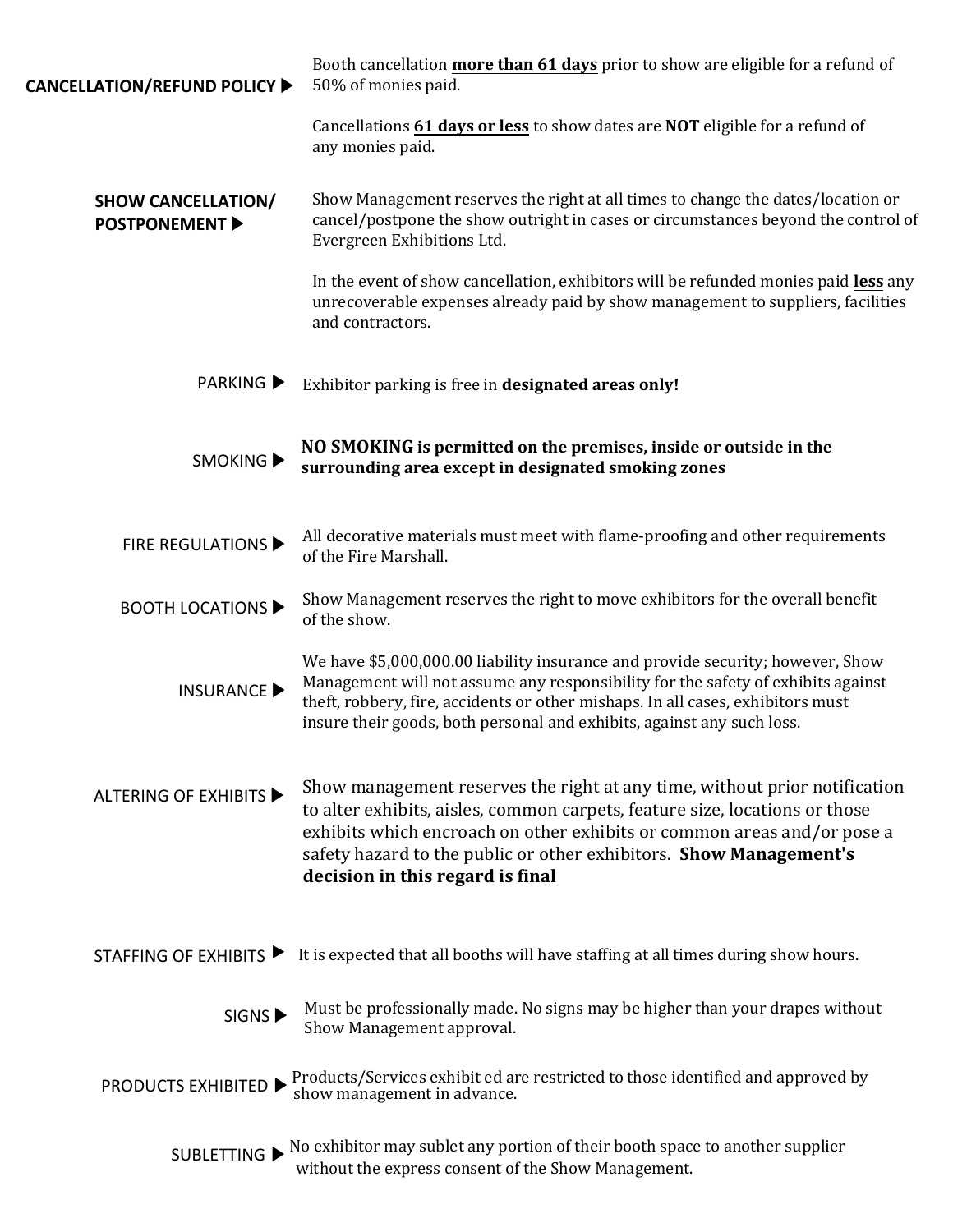**CANCELLATION/REFUND POLICY ▶**

Booth cancellation **more than 61 days** prior to show are eligible for a refund of 50% of monies paid.

Cancellations **61 days or less** to show dates are **NOT** eligible for a refund of any monies paid.

**SHOW CANCELLATION/ POSTPONEMENT ▶**

Show Management reserves the right at all times to change the dates/location or cancel/postpone the show outright in cases or circumstances beyond the control of Evergreen Exhibitions Ltd.

In the event of show cancellation, exhibitors will be refunded monies paid **less** any unrecoverable expenses already paid by show management to suppliers, facilities and contractors.

PARKING ▶ Exhibitor parking is free in **designated areas only!**

SMOKING ▶ **NO SMOKING is permitted on the premises, inside or outside in the surrounding area except in designated smoking zones**

FIRE REGULATIONS ▶ All decorative materials must meet with flame-proofing and other requirements of the Fire Marshall.

BOOTH LOCATIONS ▶ Show Management reserves the right to move exhibitors for the overall benefit of the show.

INSURANCE ▶ We have $5,000,000.00 liability insurance and provide security; however, Show Management will not assume any responsibility for the safety of exhibits against theft, robbery, fire, accidents or other mishaps. In all cases, exhibitors must insure their goods, both personal and exhibits, against any such loss.

ALTERING OF EXHIBITS ▶ Show management reserves the right at any time, without prior notification to alter exhibits, aisles, common carpets, feature size, locations or those exhibits which encroach on other exhibits or common areas and/or pose a safety hazard to the public or other exhibitors. **Show Management's decision in this regard is final**

STAFFING OF EXHIBITS ▶ It is expected that all booths will have staffing at all times during show hours.

SIGNS ▶ Must be professionally made. No signs may be higher than your drapes without Show Management approval.

PRODUCTS EXHIBITED ▶ Products/Services exhibit ed are restricted to those identified and approved by show management in advance.

SUBLETTING ▶ No exhibitor may sublet any portion of their booth space to another supplier without the express consent of the Show Management.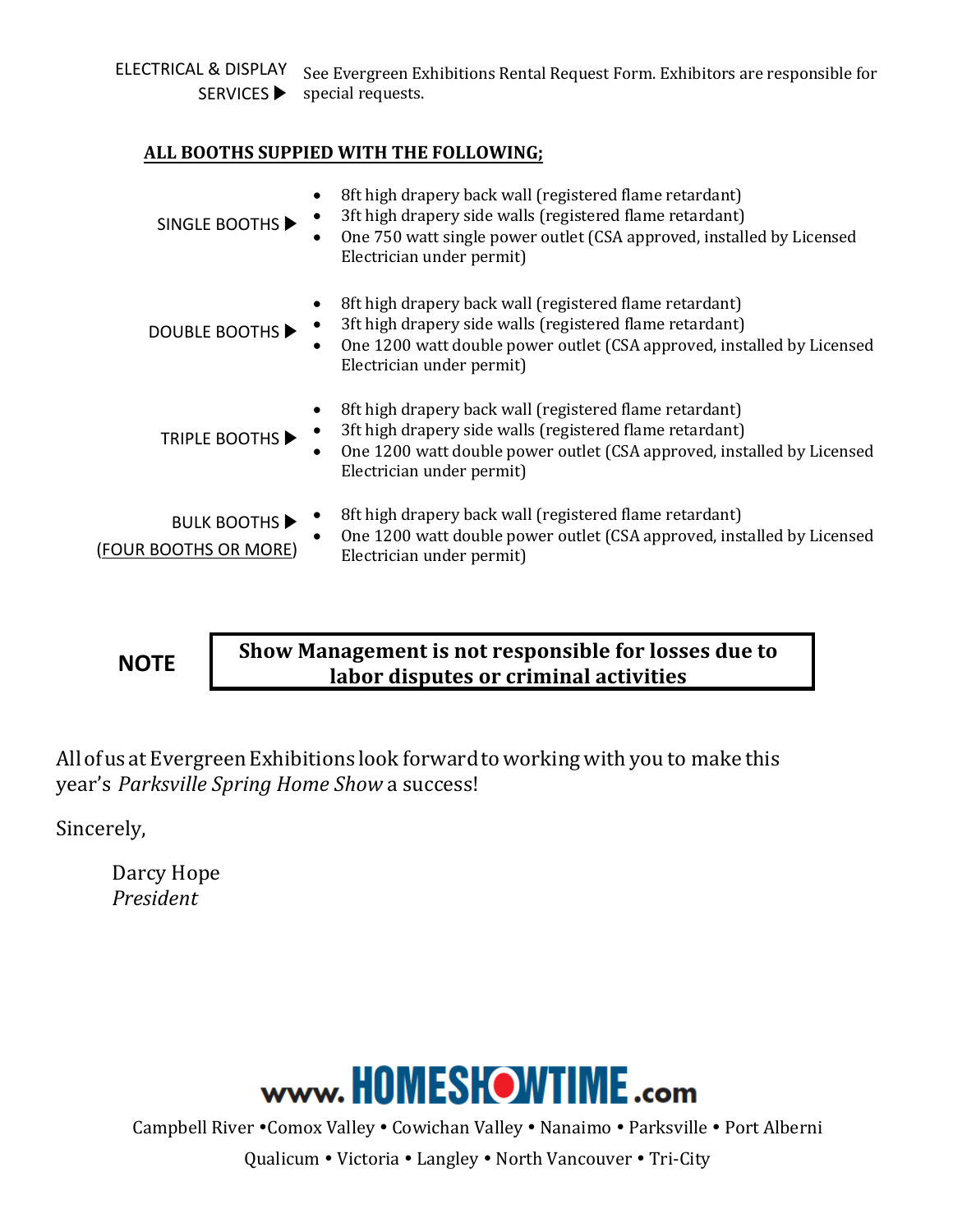ELECTRICAL & DISPLAY SERVICES ▶ See Evergreen Exhibitions Rental Request Form. Exhibitors are responsible for special requests.

**ALL BOOTHS SUPPIED WITH THE FOLLOWING;**

SINGLE BOOTHS ▶

- 8ft high drapery back wall (registered flame retardant)
- 3ft high drapery side walls (registered flame retardant)
- One 750 watt single power outlet (CSA approved, installed by Licensed Electrician under permit)

DOUBLE BOOTHS ▶

- 8ft high drapery back wall (registered flame retardant)
- 3ft high drapery side walls (registered flame retardant)
- One 1200 watt double power outlet (CSA approved, installed by Licensed Electrician under permit)

TRIPLE BOOTHS ▶

- 8ft high drapery back wall (registered flame retardant)
- 3ft high drapery side walls (registered flame retardant)
- One 1200 watt double power outlet (CSA approved, installed by Licensed Electrician under permit)

BULK BOOTHS ▶ (FOUR BOOTHS OR MORE)

- 8ft high drapery back wall (registered flame retardant)
- One 1200 watt double power outlet (CSA approved, installed by Licensed Electrician under permit)

**NOTE**

**Show Management is not responsible for losses due to labor disputes or criminal activities**

All of us at Evergreen Exhibitions look forward to working with you to make this year's *Parksville Spring Home Show* a success!

Sincerely,

Darcy Hope
*President*

www.HOMESHOWTIME.com

Campbell River • Comox Valley • Cowichan Valley • Nanaimo • Parksville • Port Alberni
Qualicum • Victoria • Langley • North Vancouver • Tri-City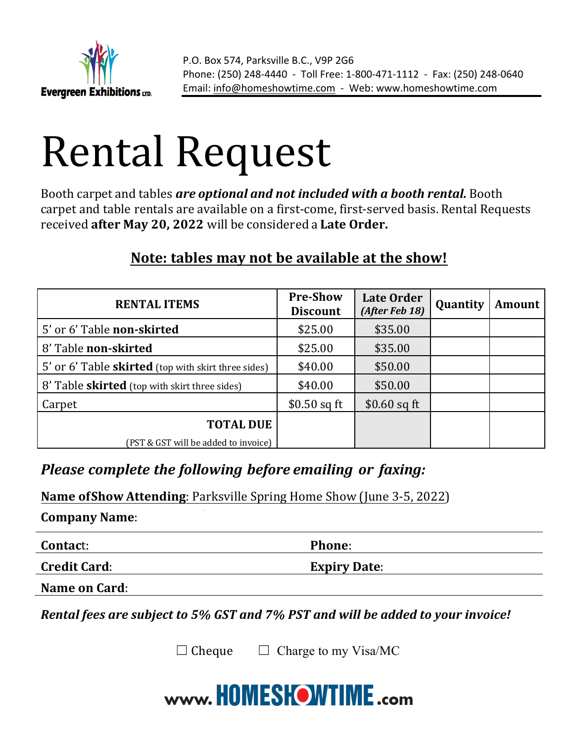Evergreen Exhibitions LTD.

P.O. Box 574, Parksville B.C., V9P 2G6
Phone: (250) 248-4440 - Toll Free: 1-800-471-1112 - Fax: (250) 248-0640
Email: info@homeshowtime.com - Web: www.homeshowtime.com

# Rental Request

Booth carpet and tables ***are optional and not included with a booth rental.*** Booth carpet and table rentals are available on a first-come, first-served basis. Rental Requests received **after May 20, 2022** will be considered a **Late Order.**

## Note: tables may not be available at the show!

| RENTAL ITEMS | Pre-Show Discount | Late Order *(After Feb 18)* | Quantity | Amount |
|---|---|---|---|---|
| 5' or 6' Table **non-skirted** | $25.00 | $35.00 | | |
| 8' Table **non-skirted** | $25.00 | $35.00 | | |
| 5' or 6' Table **skirted** (top with skirt three sides) | $40.00 | $50.00 | | |
| 8' Table **skirted** (top with skirt three sides) | $40.00 | $50.00 | | |
| Carpet | $0.50 sq ft | $0.60 sq ft | | |
| **TOTAL DUE** (PST & GST will be added to invoice) | | | | |

***Please complete the following before emailing or faxing:***

**Name of Show Attending**: Parksville Spring Home Show (June 3-5, 2022)

**Company Name**:

**Contact**: **Phone**:

**Credit Card**: **Expiry Date**:

**Name on Card**:

***Rental fees are subject to 5% GST and 7% PST and will be added to your invoice!***

☐ Cheque ☐ Charge to my Visa/MC

www.HOMESHOWTIME.com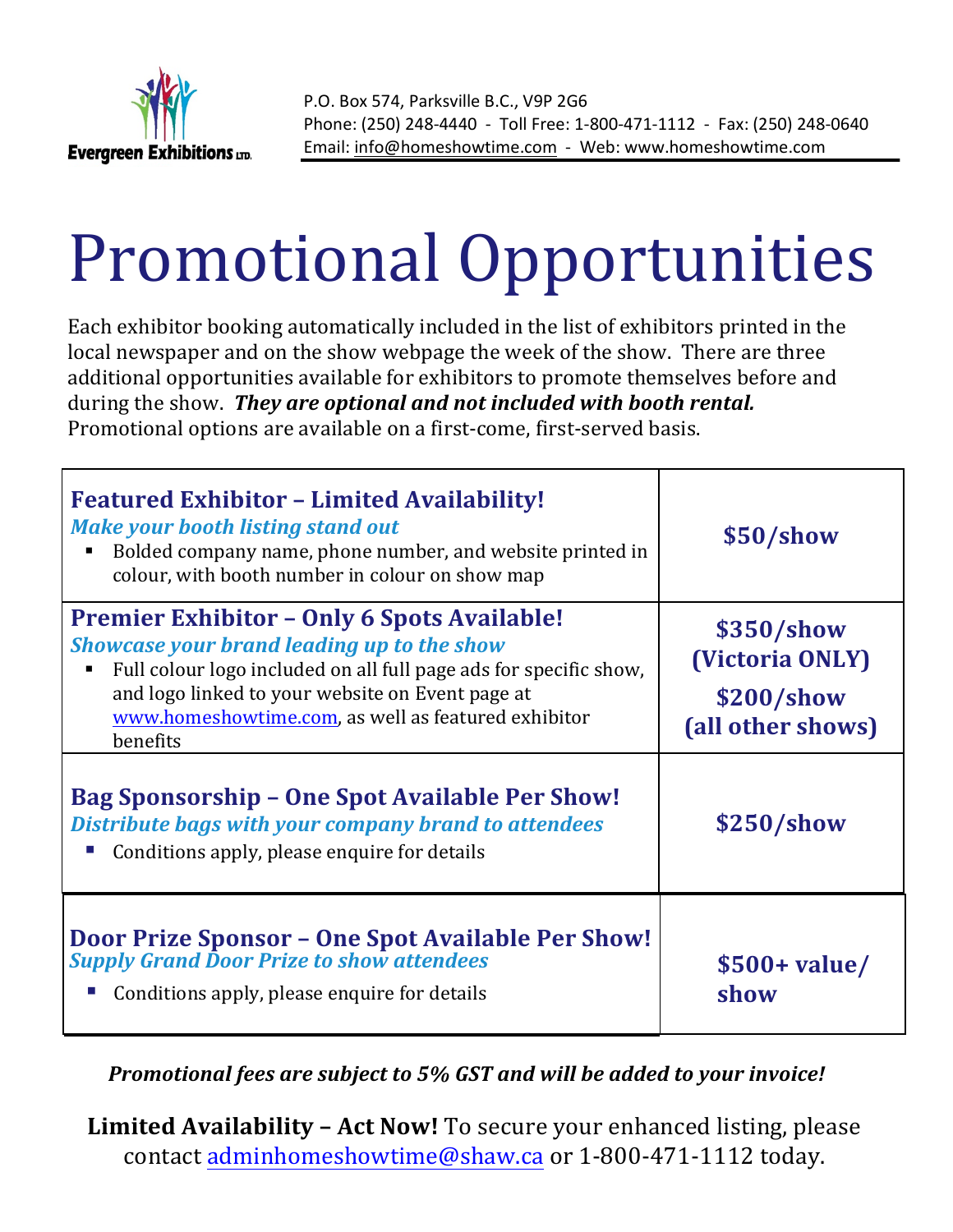Evergreen Exhibitions LTD.

P.O. Box 574, Parksville B.C., V9P 2G6
Phone: (250) 248-4440 - Toll Free: 1-800-471-1112 - Fax: (250) 248-0640
Email: info@homeshowtime.com - Web: www.homeshowtime.com

# Promotional Opportunities

Each exhibitor booking automatically included in the list of exhibitors printed in the local newspaper and on the show webpage the week of the show. There are three additional opportunities available for exhibitors to promote themselves before and during the show. ***They are optional and not included with booth rental.*** Promotional options are available on a first-come, first-served basis.

| | |
|---|---|
| **Featured Exhibitor – Limited Availability!**<br>***Make your booth listing stand out***<br>▪ Bolded company name, phone number, and website printed in colour, with booth number in colour on show map | **$50/show** |
| **Premier Exhibitor – Only 6 Spots Available!**<br>***Showcase your brand leading up to the show***<br>▪ Full colour logo included on all full page ads for specific show, and logo linked to your website on Event page at www.homeshowtime.com, as well as featured exhibitor benefits | **$350/show (Victoria ONLY)**<br>**$200/show (all other shows)** |
| **Bag Sponsorship – One Spot Available Per Show!**<br>***Distribute bags with your company brand to attendees***<br>▪ Conditions apply, please enquire for details | **$250/show** |
| **Door Prize Sponsor – One Spot Available Per Show!**<br>***Supply Grand Door Prize to show attendees***<br>▪ Conditions apply, please enquire for details | **$500+ value/ show** |

***Promotional fees are subject to 5% GST and will be added to your invoice!***

**Limited Availability – Act Now!** To secure your enhanced listing, please contact adminhomeshowtime@shaw.ca or 1-800-471-1112 today.